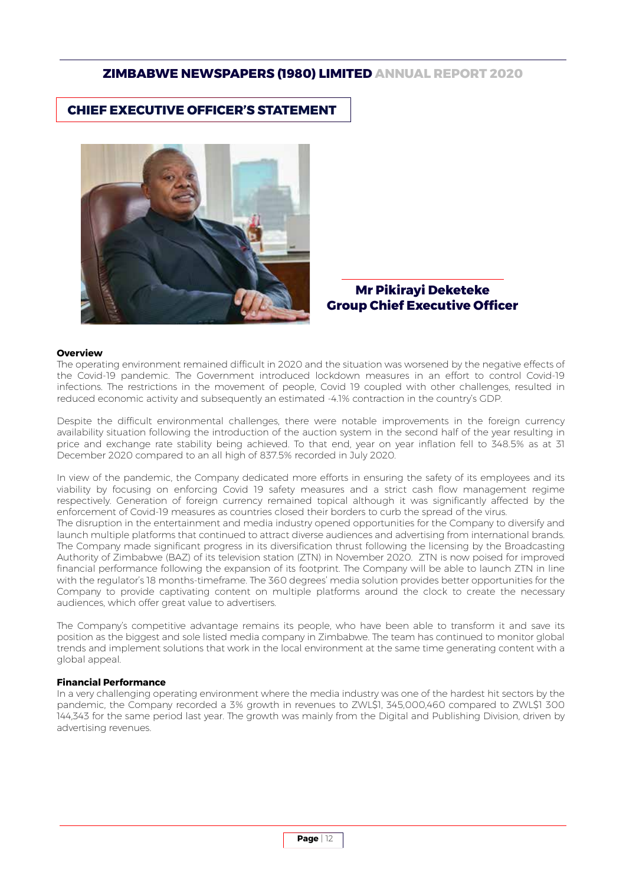## CHIEF EXECUTIVE OFFICER'S STATEMENT

**Mr Pikirayi Deketeke**
**Group Chief Executive Officer**

**Overview**

The operating environment remained difficult in 2020 and the situation was worsened by the negative effects of the Covid-19 pandemic. The Government introduced lockdown measures in an effort to control Covid-19 infections. The restrictions in the movement of people, Covid 19 coupled with other challenges, resulted in reduced economic activity and subsequently an estimated -4.1% contraction in the country's GDP.

Despite the difficult environmental challenges, there were notable improvements in the foreign currency availability situation following the introduction of the auction system in the second half of the year resulting in price and exchange rate stability being achieved. To that end, year on year inflation fell to 348.5% as at 31 December 2020 compared to an all high of 837.5% recorded in July 2020.

In view of the pandemic, the Company dedicated more efforts in ensuring the safety of its employees and its viability by focusing on enforcing Covid 19 safety measures and a strict cash flow management regime respectively. Generation of foreign currency remained topical although it was significantly affected by the enforcement of Covid-19 measures as countries closed their borders to curb the spread of the virus.

The disruption in the entertainment and media industry opened opportunities for the Company to diversify and launch multiple platforms that continued to attract diverse audiences and advertising from international brands. The Company made significant progress in its diversification thrust following the licensing by the Broadcasting Authority of Zimbabwe (BAZ) of its television station (ZTN) in November 2020. ZTN is now poised for improved financial performance following the expansion of its footprint. The Company will be able to launch ZTN in line with the regulator's 18 months-timeframe. The 360 degrees' media solution provides better opportunities for the Company to provide captivating content on multiple platforms around the clock to create the necessary audiences, which offer great value to advertisers.

The Company's competitive advantage remains its people, who have been able to transform it and save its position as the biggest and sole listed media company in Zimbabwe. The team has continued to monitor global trends and implement solutions that work in the local environment at the same time generating content with a global appeal.

**Financial Performance**

In a very challenging operating environment where the media industry was one of the hardest hit sectors by the pandemic, the Company recorded a 3% growth in revenues to ZWL$1, 345,000,460 compared to ZWL$1 300 144,343 for the same period last year. The growth was mainly from the Digital and Publishing Division, driven by advertising revenues.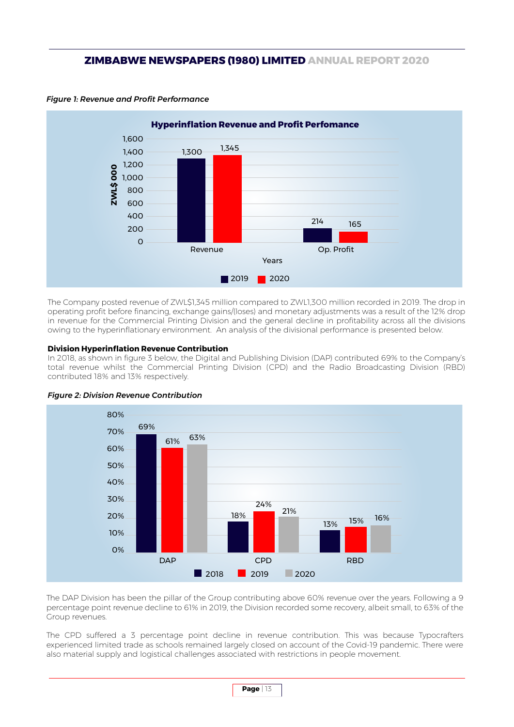*Figure 1: Revenue and Profit Performance*

**Hyperinflation Revenue and Profit Perfomance**

| ZWL$ 000 | 2019 | 2020 |
|---|---|---|
| Revenue | 1,300 | 1,345 |
| Op. Profit | 214 | 165 |

The Company posted revenue of ZWL$1,345 million compared to ZWL1,300 million recorded in 2019. The drop in operating profit before financing, exchange gains/(loses) and monetary adjustments was a result of the 12% drop in revenue for the Commercial Printing Division and the general decline in profitability across all the divisions owing to the hyperinflationary environment. An analysis of the divisional performance is presented below.

### Division Hyperinflation Revenue Contribution

In 2018, as shown in figure 3 below, the Digital and Publishing Division (DAP) contributed 69% to the Company's total revenue whilst the Commercial Printing Division (CPD) and the Radio Broadcasting Division (RBD) contributed 18% and 13% respectively.

*Figure 2: Division Revenue Contribution*

| | 2018 | 2019 | 2020 |
|---|---|---|---|
| DAP | 69% | 61% | 63% |
| CPD | 18% | 24% | 21% |
| RBD | 13% | 15% | 16% |

The DAP Division has been the pillar of the Group contributing above 60% revenue over the years. Following a 9 percentage point revenue decline to 61% in 2019, the Division recorded some recovery, albeit small, to 63% of the Group revenues.

The CPD suffered a 3 percentage point decline in revenue contribution. This was because Typocrafters experienced limited trade as schools remained largely closed on account of the Covid-19 pandemic. There were also material supply and logistical challenges associated with restrictions in people movement.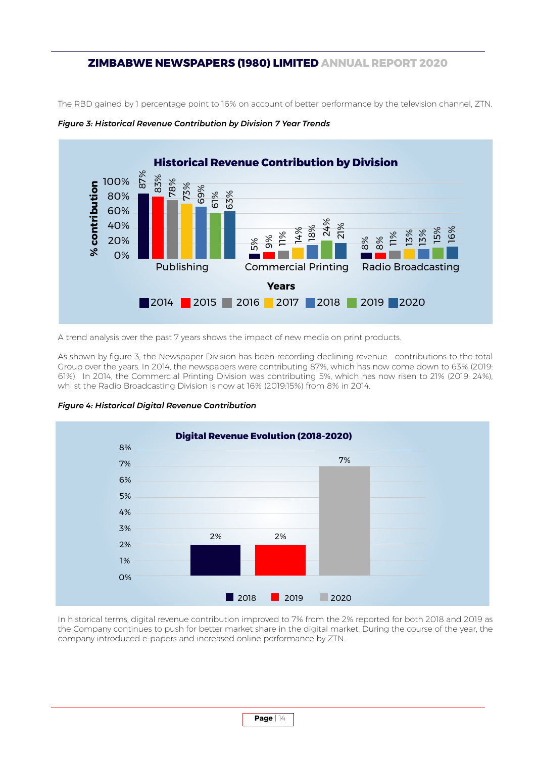The RBD gained by 1 percentage point to 16% on account of better performance by the television channel, ZTN.

*Figure 3: Historical Revenue Contribution by Division 7 Year Trends*

**Historical Revenue Contribution by Division**

| Division | 2014 | 2015 | 2016 | 2017 | 2018 | 2019 | 2020 |
|---|---|---|---|---|---|---|---|
| Publishing | 87% | 83% | 78% | 73% | 69% | 61% | 63% |
| Commercial Printing | 5% | 9% | 11% | 14% | 18% | 24% | 21% |
| Radio Broadcasting | 8% | 8% | 11% | 13% | 13% | 15% | 16% |

A trend analysis over the past 7 years shows the impact of new media on print products.

As shown by figure 3, the Newspaper Division has been recording declining revenue contributions to the total Group over the years. In 2014, the newspapers were contributing 87%, which has now come down to 63% (2019: 61%). In 2014, the Commercial Printing Division was contributing 5%, which has now risen to 21% (2019: 24%), whilst the Radio Broadcasting Division is now at 16% (2019:15%) from 8% in 2014.

*Figure 4: Historical Digital Revenue Contribution*

**Digital Revenue Evolution (2018-2020)**

| Year | 2018 | 2019 | 2020 |
|---|---|---|---|
| Digital revenue contribution | 2% | 2% | 7% |

In historical terms, digital revenue contribution improved to 7% from the 2% reported for both 2018 and 2019 as the Company continues to push for better market share in the digital market. During the course of the year, the company introduced e-papers and increased online performance by ZTN.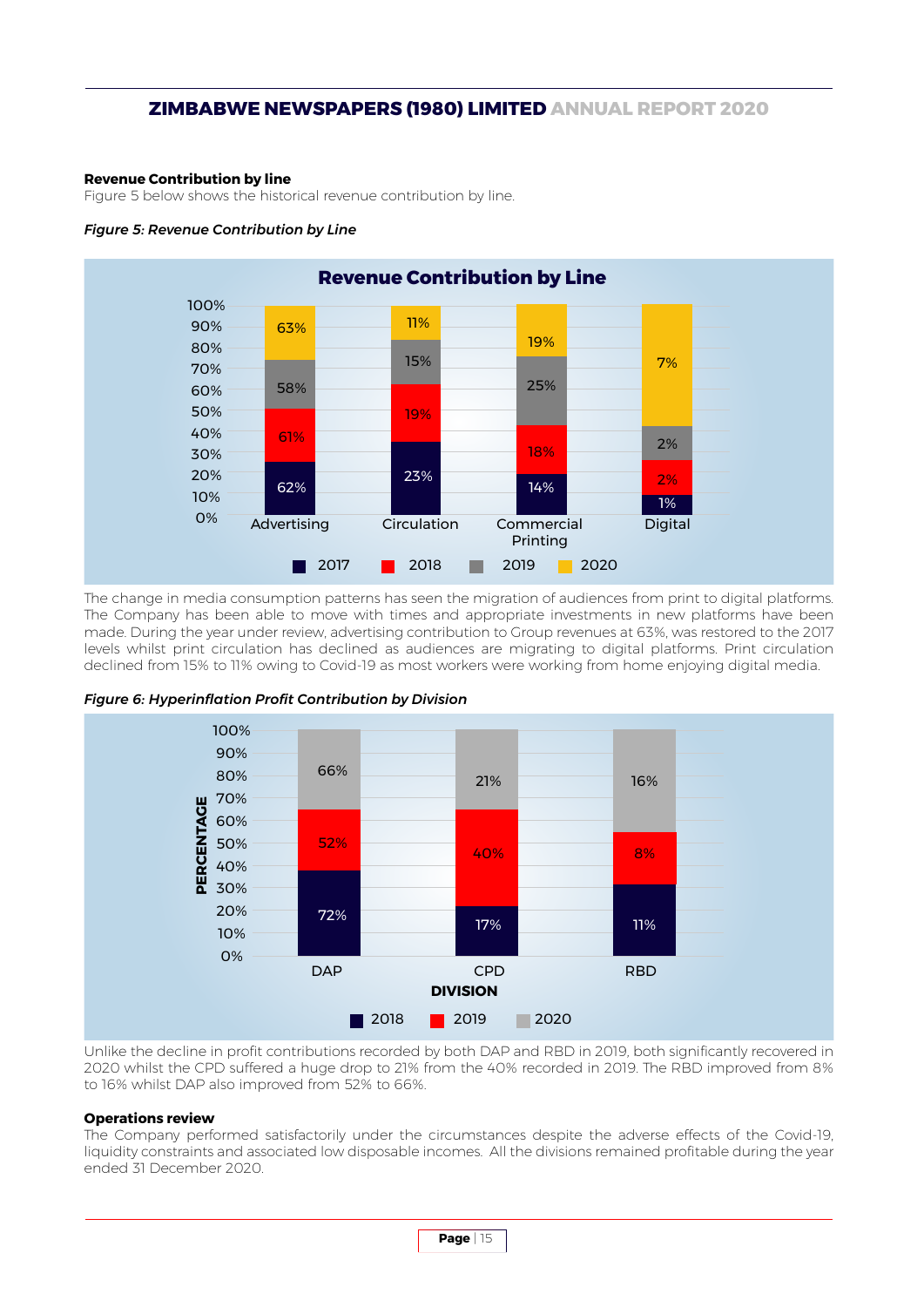### Revenue Contribution by line

Figure 5 below shows the historical revenue contribution by line.

***Figure 5: Revenue Contribution by Line***

| Line | 2017 | 2018 | 2019 | 2020 |
|---|---|---|---|---|
| Advertising | 62% | 61% | 58% | 63% |
| Circulation | 23% | 19% | 15% | 11% |
| Commercial Printing | 14% | 18% | 25% | 19% |
| Digital | 1% | 2% | 2% | 7% |

The change in media consumption patterns has seen the migration of audiences from print to digital platforms. The Company has been able to move with times and appropriate investments in new platforms have been made. During the year under review, advertising contribution to Group revenues at 63%, was restored to the 2017 levels whilst print circulation has declined as audiences are migrating to digital platforms. Print circulation declined from 15% to 11% owing to Covid-19 as most workers were working from home enjoying digital media.

***Figure 6: Hyperinflation Profit Contribution by Division***

| Division | 2018 | 2019 | 2020 |
|---|---|---|---|
| DAP | 72% | 52% | 66% |
| CPD | 17% | 40% | 21% |
| RBD | 11% | 8% | 16% |

Unlike the decline in profit contributions recorded by both DAP and RBD in 2019, both significantly recovered in 2020 whilst the CPD suffered a huge drop to 21% from the 40% recorded in 2019. The RBD improved from 8% to 16% whilst DAP also improved from 52% to 66%.

### Operations review

The Company performed satisfactorily under the circumstances despite the adverse effects of the Covid-19, liquidity constraints and associated low disposable incomes. All the divisions remained profitable during the year ended 31 December 2020.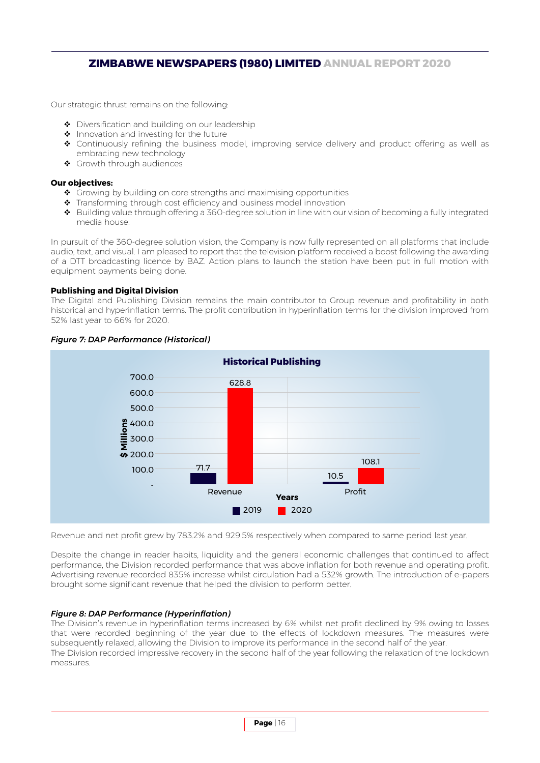Our strategic thrust remains on the following:

- Diversification and building on our leadership
- Innovation and investing for the future
- Continuously refining the business model, improving service delivery and product offering as well as embracing new technology
- Growth through audiences

**Our objectives:**

- Growing by building on core strengths and maximising opportunities
- Transforming through cost efficiency and business model innovation
- Building value through offering a 360-degree solution in line with our vision of becoming a fully integrated media house.

In pursuit of the 360-degree solution vision, the Company is now fully represented on all platforms that include audio, text, and visual. I am pleased to report that the television platform received a boost following the awarding of a DTT broadcasting licence by BAZ. Action plans to launch the station have been put in full motion with equipment payments being done.

**Publishing and Digital Division**

The Digital and Publishing Division remains the main contributor to Group revenue and profitability in both historical and hyperinflation terms. The profit contribution in hyperinflation terms for the division improved from 52% last year to 66% for 2020.

***Figure 7: DAP Performance (Historical)***

**Historical Publishing**

| $ Millions | 2019 | 2020 |
|---|---|---|
| Revenue | 71.7 | 628.8 |
| Profit | 10.5 | 108.1 |

Revenue and net profit grew by 783.2% and 929.5% respectively when compared to same period last year.

Despite the change in reader habits, liquidity and the general economic challenges that continued to affect performance, the Division recorded performance that was above inflation for both revenue and operating profit. Advertising revenue recorded 835% increase whilst circulation had a 532% growth. The introduction of e-papers brought some significant revenue that helped the division to perform better.

***Figure 8: DAP Performance (Hyperinflation)***

The Division's revenue in hyperinflation terms increased by 6% whilst net profit declined by 9% owing to losses that were recorded beginning of the year due to the effects of lockdown measures. The measures were subsequently relaxed, allowing the Division to improve its performance in the second half of the year.

The Division recorded impressive recovery in the second half of the year following the relaxation of the lockdown measures.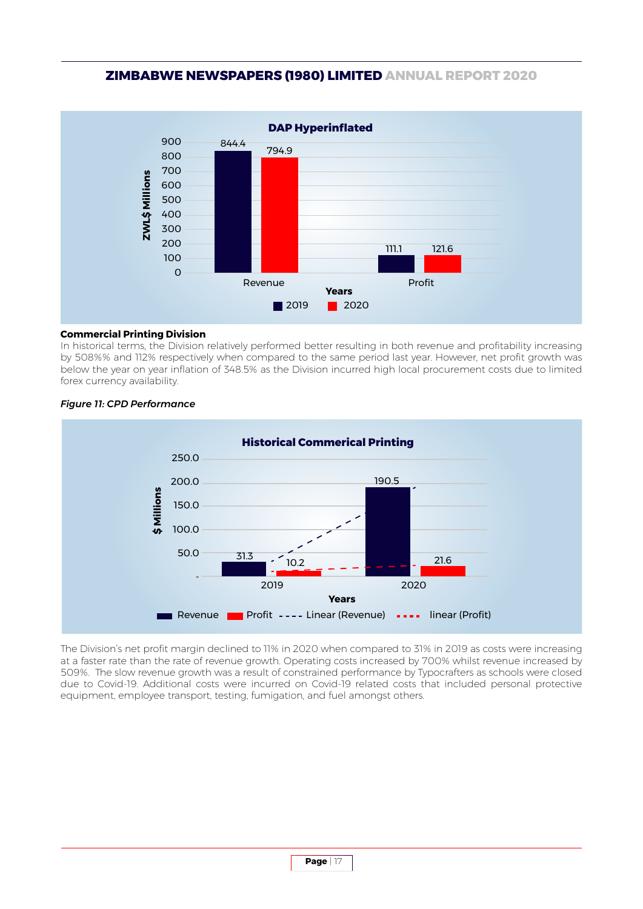**DAP Hyperinflated**

| Years | 2019 | 2020 |
|---|---|---|
| Revenue | 844.4 | 794.9 |
| Profit | 111.1 | 121.6 |

ZWL$ Millions

**Commercial Printing Division**

In historical terms, the Division relatively performed better resulting in both revenue and profitability increasing by 508%% and 112% respectively when compared to the same period last year. However, net profit growth was below the year on year inflation of 348.5% as the Division incurred high local procurement costs due to limited forex currency availability.

*Figure 11: CPD Performance*

**Historical Commerical Printing**

| Years | Revenue | Profit |
|---|---|---|
| 2019 | 31.3 | 10.2 |
| 2020 | 190.5 | 21.6 |

$ Millions

The Division's net profit margin declined to 11% in 2020 when compared to 31% in 2019 as costs were increasing at a faster rate than the rate of revenue growth. Operating costs increased by 700% whilst revenue increased by 509%. The slow revenue growth was a result of constrained performance by Typocrafters as schools were closed due to Covid-19. Additional costs were incurred on Covid-19 related costs that included personal protective equipment, employee transport, testing, fumigation, and fuel amongst others.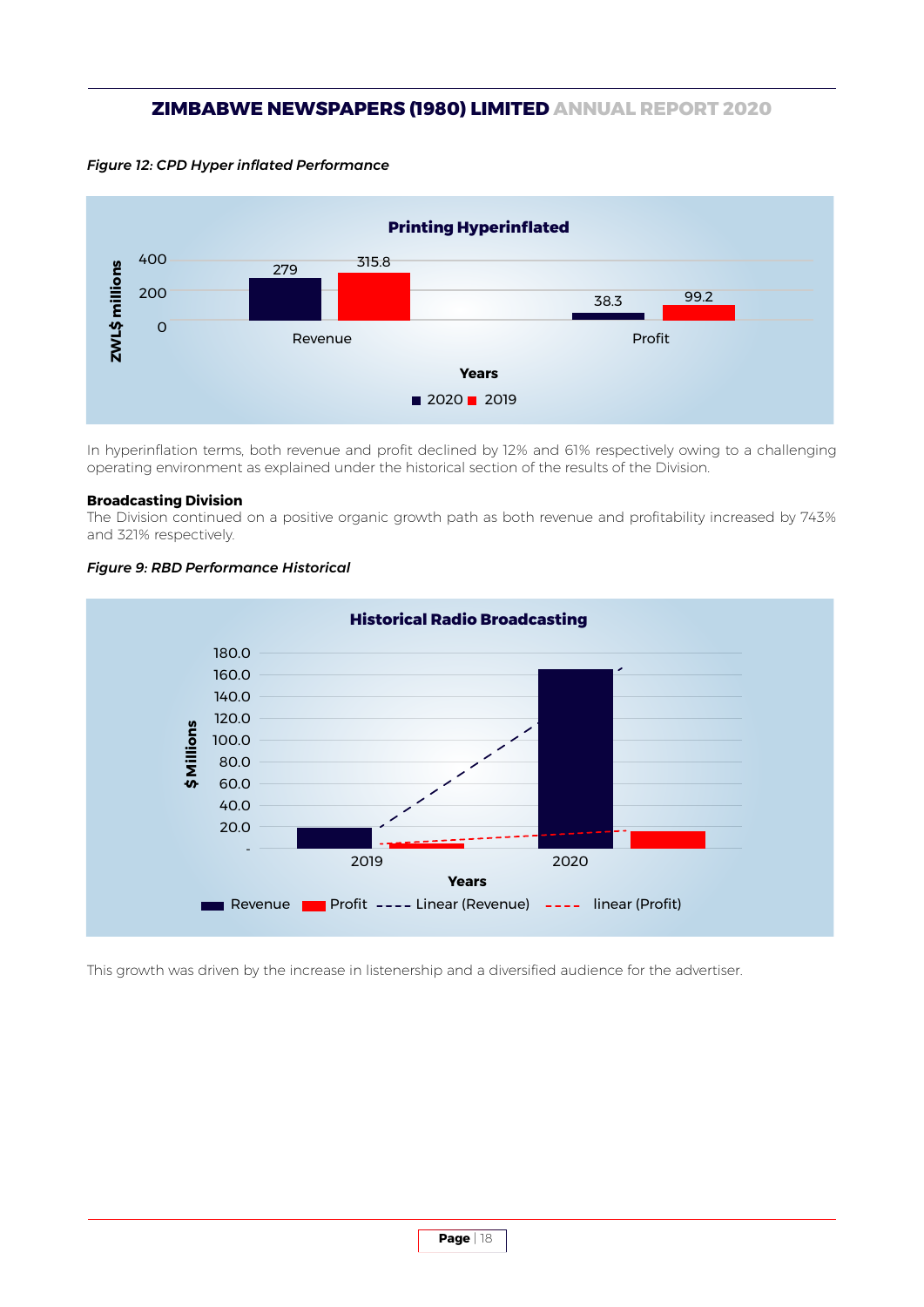*Figure 12: CPD Hyper inflated Performance*

**Printing Hyperinflated**

| ZWL$ millions | 2020 | 2019 |
|---|---|---|
| Revenue | 279 | 315.8 |
| Profit | 38.3 | 99.2 |

In hyperinflation terms, both revenue and profit declined by 12% and 61% respectively owing to a challenging operating environment as explained under the historical section of the results of the Division.

**Broadcasting Division**

The Division continued on a positive organic growth path as both revenue and profitability increased by 743% and 321% respectively.

*Figure 9: RBD Performance Historical*

**Historical Radio Broadcasting**

This growth was driven by the increase in listenership and a diversified audience for the advertiser.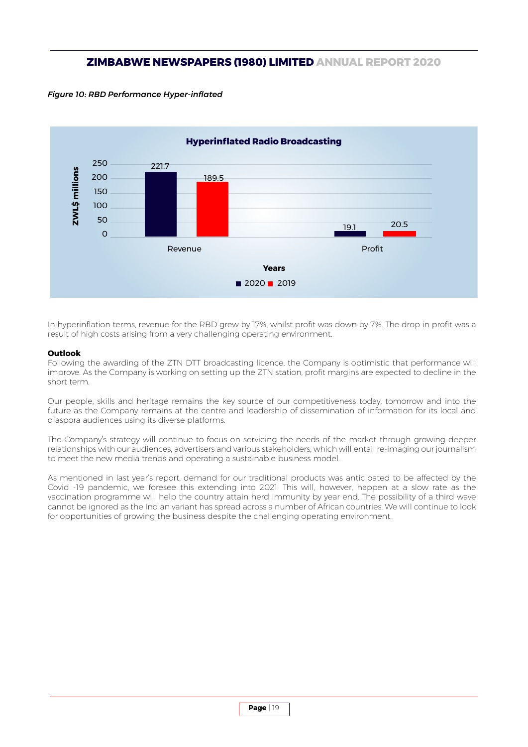*Figure 10: RBD Performance Hyper-inflated*

Hyperinflated Radio Broadcasting

ZWL$ millions

250
200
150
100
50
0

221.7
189.5
19.1
20.5

Revenue
Profit

Years

2020 2019

In hyperinflation terms, revenue for the RBD grew by 17%, whilst profit was down by 7%. The drop in profit was a result of high costs arising from a very challenging operating environment.

**Outlook**

Following the awarding of the ZTN DTT broadcasting licence, the Company is optimistic that performance will improve. As the Company is working on setting up the ZTN station, profit margins are expected to decline in the short term.

Our people, skills and heritage remains the key source of our competitiveness today, tomorrow and into the future as the Company remains at the centre and leadership of dissemination of information for its local and diaspora audiences using its diverse platforms.

The Company's strategy will continue to focus on servicing the needs of the market through growing deeper relationships with our audiences, advertisers and various stakeholders, which will entail re-imaging our journalism to meet the new media trends and operating a sustainable business model.

As mentioned in last year's report, demand for our traditional products was anticipated to be affected by the Covid -19 pandemic, we foresee this extending into 2021. This will, however, happen at a slow rate as the vaccination programme will help the country attain herd immunity by year end. The possibility of a third wave cannot be ignored as the Indian variant has spread across a number of African countries. We will continue to look for opportunities of growing the business despite the challenging operating environment.